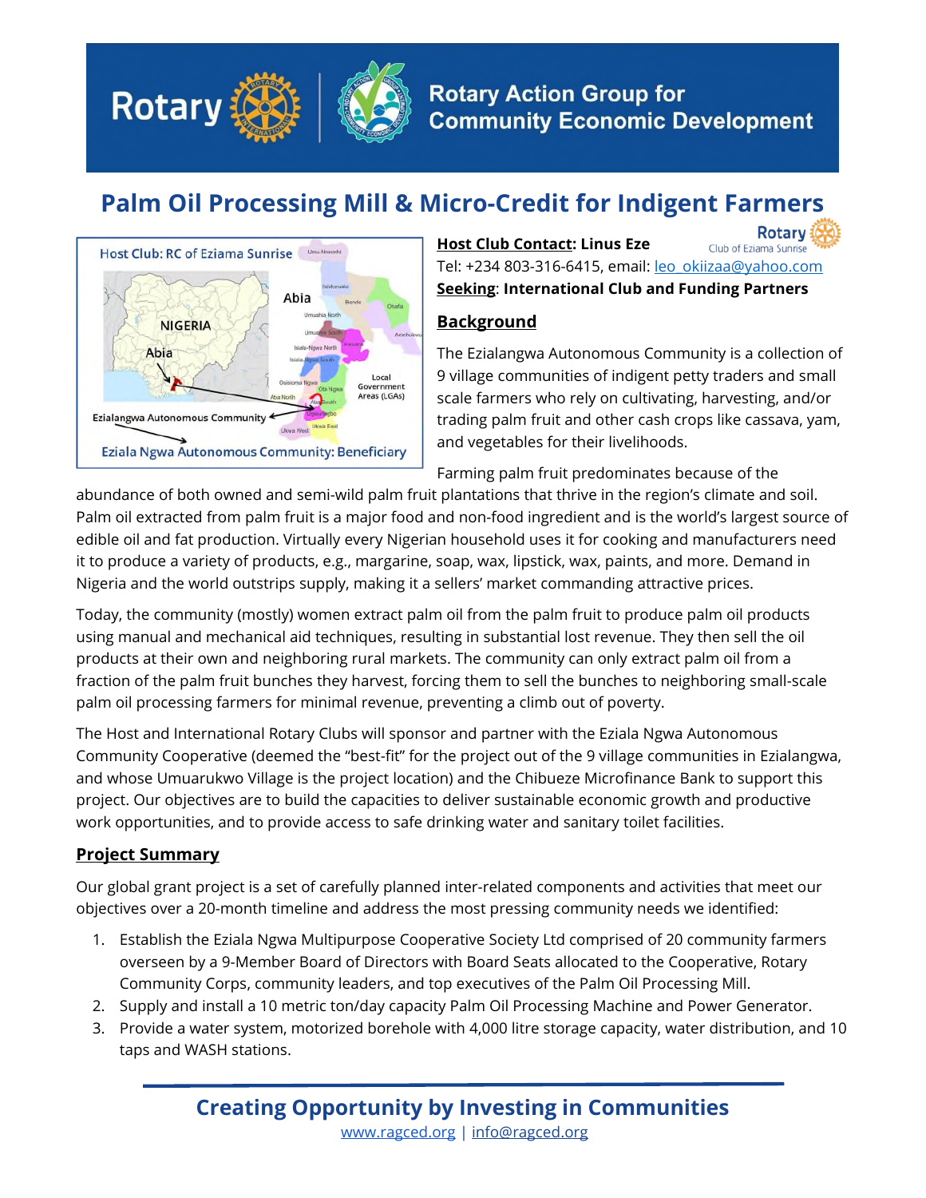Rotary | Rotary Action Group for Community Economic Development

# Palm Oil Processing Mill & Micro-Credit for Indigent Farmers

Host Club: RC of Eziama Sunrise

Ezialangwa Autonomous Community

Eziala Ngwa Autonomous Community: Beneficiary

**Host Club Contact: Linus Eze**
Tel: +234 803-316-6415, email: leo_okiizaa@yahoo.com
**Seeking: International Club and Funding Partners**

## Background

The Ezialangwa Autonomous Community is a collection of 9 village communities of indigent petty traders and small scale farmers who rely on cultivating, harvesting, and/or trading palm fruit and other cash crops like cassava, yam, and vegetables for their livelihoods.

Farming palm fruit predominates because of the abundance of both owned and semi-wild palm fruit plantations that thrive in the region's climate and soil. Palm oil extracted from palm fruit is a major food and non-food ingredient and is the world's largest source of edible oil and fat production. Virtually every Nigerian household uses it for cooking and manufacturers need it to produce a variety of products, e.g., margarine, soap, wax, lipstick, wax, paints, and more. Demand in Nigeria and the world outstrips supply, making it a sellers' market commanding attractive prices.

Today, the community (mostly) women extract palm oil from the palm fruit to produce palm oil products using manual and mechanical aid techniques, resulting in substantial lost revenue. They then sell the oil products at their own and neighboring rural markets. The community can only extract palm oil from a fraction of the palm fruit bunches they harvest, forcing them to sell the bunches to neighboring small-scale palm oil processing farmers for minimal revenue, preventing a climb out of poverty.

The Host and International Rotary Clubs will sponsor and partner with the Eziala Ngwa Autonomous Community Cooperative (deemed the "best-fit" for the project out of the 9 village communities in Ezialangwa, and whose Umuarukwo Village is the project location) and the Chibueze Microfinance Bank to support this project. Our objectives are to build the capacities to deliver sustainable economic growth and productive work opportunities, and to provide access to safe drinking water and sanitary toilet facilities.

## Project Summary

Our global grant project is a set of carefully planned inter-related components and activities that meet our objectives over a 20-month timeline and address the most pressing community needs we identified:

1. Establish the Eziala Ngwa Multipurpose Cooperative Society Ltd comprised of 20 community farmers overseen by a 9-Member Board of Directors with Board Seats allocated to the Cooperative, Rotary Community Corps, community leaders, and top executives of the Palm Oil Processing Mill.
2. Supply and install a 10 metric ton/day capacity Palm Oil Processing Machine and Power Generator.
3. Provide a water system, motorized borehole with 4,000 litre storage capacity, water distribution, and 10 taps and WASH stations.

**Creating Opportunity by Investing in Communities**
www.ragced.org | info@ragced.org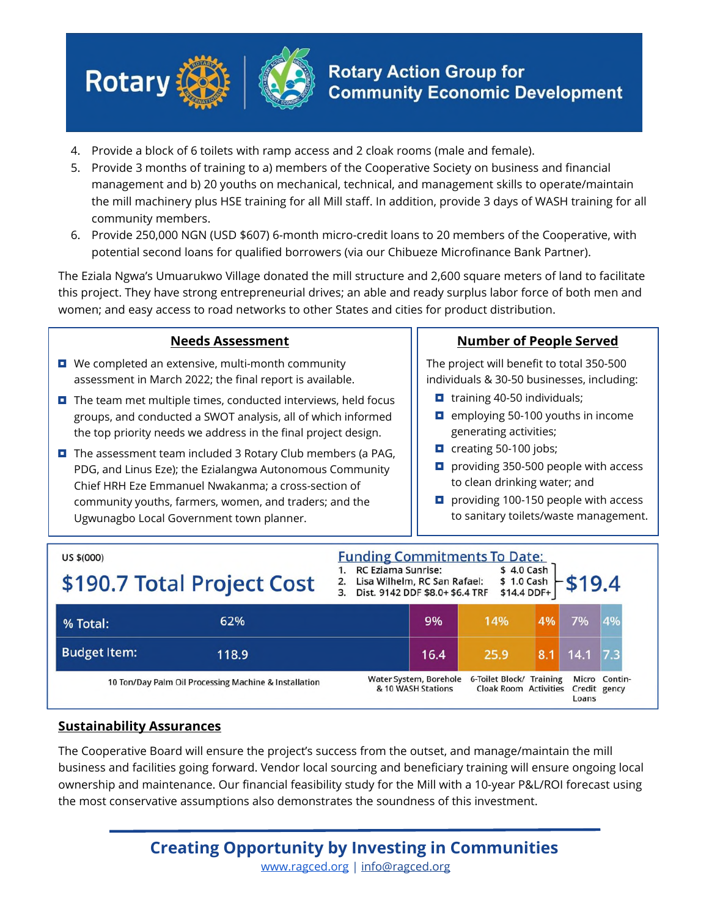4. Provide a block of 6 toilets with ramp access and 2 cloak rooms (male and female).
5. Provide 3 months of training to a) members of the Cooperative Society on business and financial management and b) 20 youths on mechanical, technical, and management skills to operate/maintain the mill machinery plus HSE training for all Mill staff. In addition, provide 3 days of WASH training for all community members.
6. Provide 250,000 NGN (USD $607) 6-month micro-credit loans to 20 members of the Cooperative, with potential second loans for qualified borrowers (via our Chibueze Microfinance Bank Partner).

The Eziala Ngwa's Umuarukwo Village donated the mill structure and 2,600 square meters of land to facilitate this project. They have strong entrepreneurial drives; an able and ready surplus labor force of both men and women; and easy access to road networks to other States and cities for product distribution.

## Needs Assessment

- We completed an extensive, multi-month community assessment in March 2022; the final report is available.
- The team met multiple times, conducted interviews, held focus groups, and conducted a SWOT analysis, all of which informed the top priority needs we address in the final project design.
- The assessment team included 3 Rotary Club members (a PAG, PDG, and Linus Eze); the Ezialangwa Autonomous Community Chief HRH Eze Emmanuel Nwakanma; a cross-section of community youths, farmers, women, and traders; and the Ugwunagbo Local Government town planner.

## Number of People Served

The project will benefit to total 350-500 individuals & 30-50 businesses, including:

- training 40-50 individuals;
- employing 50-100 youths in income generating activities;
- creating 50-100 jobs;
- providing 350-500 people with access to clean drinking water; and
- providing 100-150 people with access to sanitary toilets/waste management.

US $(000)

**$190.7 Total Project Cost**

**Funding Commitments To Date:**

1. RC Eziama Sunrise: $ 4.0 Cash
2. Lisa Wilhelm, RC San Rafael: $ 1.0 Cash
3. Dist. 9142 DDF $8.0+ $6.4 TRF $14.4 DDF+

**$19.4**

| | 10 Ton/Day Palm Oil Processing Machine & Installation | Water System, Borehole & 10 WASH Stations | 6-Toilet Block/ Cloak Room | Training Activities | Micro Credit Loans | Contingency |
|---|---|---|---|---|---|---|
| % Total: | 62% | 9% | 14% | 4% | 7% | 4% |
| Budget Item: | 118.9 | 16.4 | 25.9 | 8.1 | 14.1 | 7.3 |

## Sustainability Assurances

The Cooperative Board will ensure the project's success from the outset, and manage/maintain the mill business and facilities going forward. Vendor local sourcing and beneficiary training will ensure ongoing local ownership and maintenance. Our financial feasibility study for the Mill with a 10-year P&L/ROI forecast using the most conservative assumptions also demonstrates the soundness of this investment.

**Creating Opportunity by Investing in Communities**

www.ragced.org | info@ragced.org